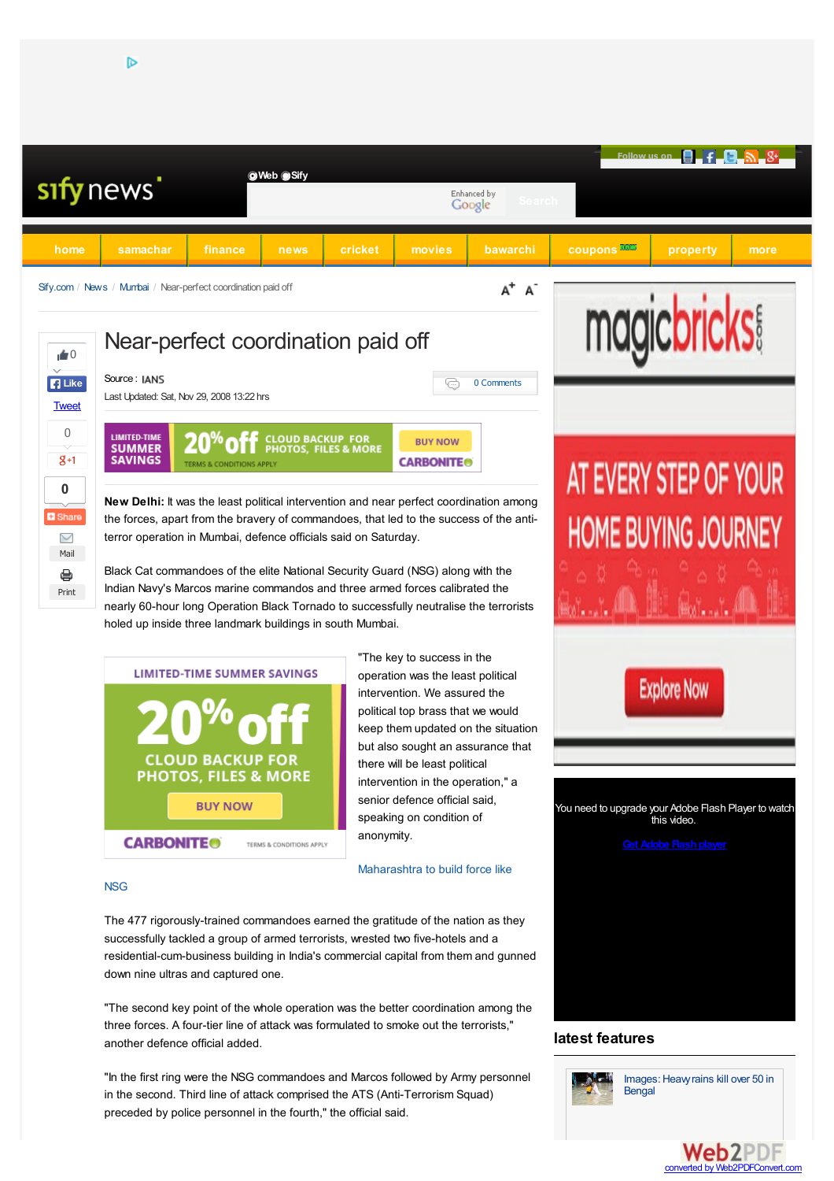Sify.com / News / Mumbai / Near-perfect coordination paid off

# Near-perfect coordination paid off

Source : IANS

Last Updated: Sat, Nov 29, 2008 13:22 hrs

**New Delhi:** It was the least political intervention and near perfect coordination among the forces, apart from the bravery of commandoes, that led to the success of the anti-terror operation in Mumbai, defence officials said on Saturday.

Black Cat commandoes of the elite National Security Guard (NSG) along with the Indian Navy's Marcos marine commandos and three armed forces calibrated the nearly 60-hour long Operation Black Tornado to successfully neutralise the terrorists holed up inside three landmark buildings in south Mumbai.

"The key to success in the operation was the least political intervention. We assured the political top brass that we would keep them updated on the situation but also sought an assurance that there will be least political intervention in the operation," a senior defence official said, speaking on condition of anonymity.

Maharashtra to build force like NSG

The 477 rigorously-trained commandoes earned the gratitude of the nation as they successfully tackled a group of armed terrorists, wrested two five-hotels and a residential-cum-business building in India's commercial capital from them and gunned down nine ultras and captured one.

"The second key point of the whole operation was the better coordination among the three forces. A four-tier line of attack was formulated to smoke out the terrorists," another defence official added.

"In the first ring were the NSG commandos and Marcos followed by Army personnel in the second. Third line of attack comprised the ATS (Anti-Terrorism Squad) preceded by police personnel in the fourth," the official said.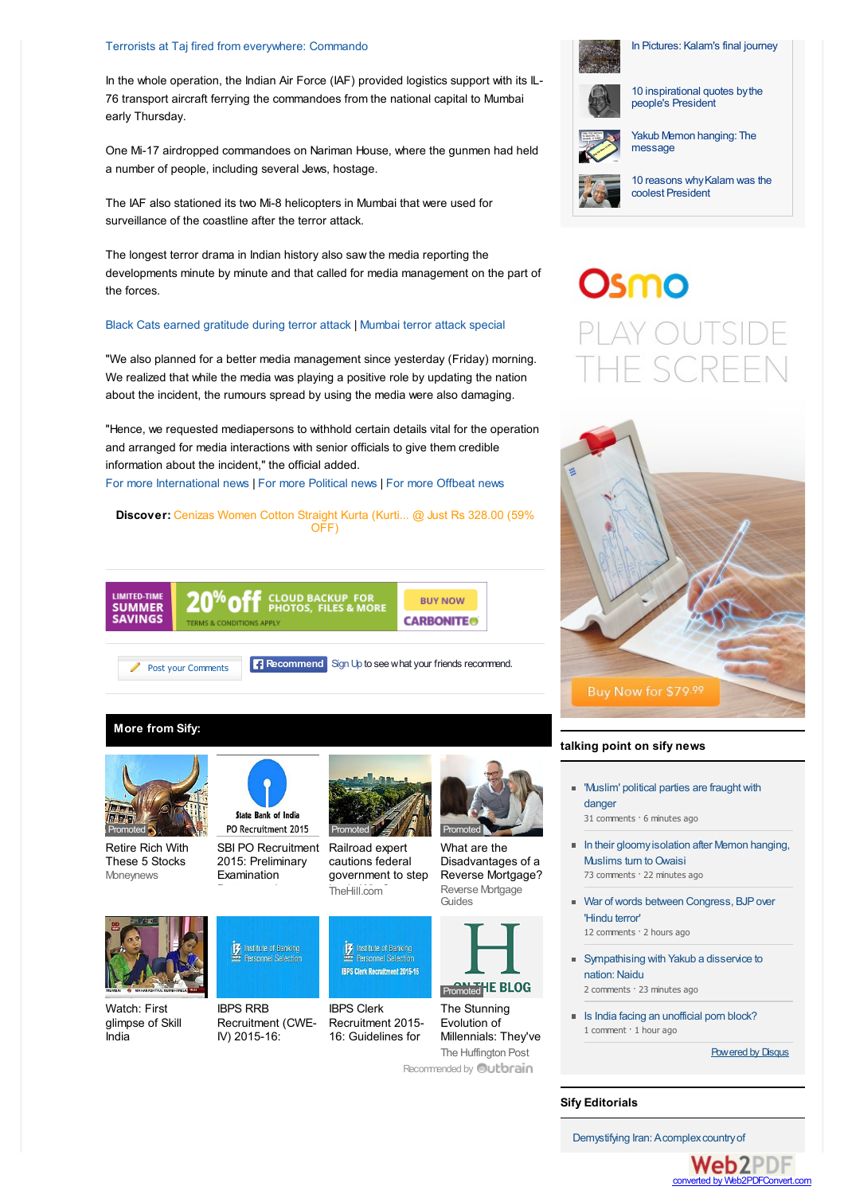[Terrorists at Taj fired from everywhere: Commando]

In the whole operation, the Indian Air Force (IAF) provided logistics support with its IL-76 transport aircraft ferrying the commandoes from the national capital to Mumbai early Thursday.

One Mi-17 airdropped commandoes on Nariman House, where the gunmen had held a number of people, including several Jews, hostage.

The IAF also stationed its two Mi-8 helicopters in Mumbai that were used for surveillance of the coastline after the terror attack.

The longest terror drama in Indian history also saw the media reporting the developments minute by minute and that called for media management on the part of the forces.

Black Cats earned gratitude during terror attack | Mumbai terror attack special

"We also planned for a better media management since yesterday (Friday) morning. We realized that while the media was playing a positive role by updating the nation about the incident, the rumours spread by using the media were also damaging.

"Hence, we requested mediapersons to withhold certain details vital for the operation and arranged for media interactions with senior officials to give them credible information about the incident," the official added.

For more International news | For more Political news | For more Offbeat news

**Discover:** Cenizas Women Cotton Straight Kurta (Kurti... @ Just Rs 328.00 (59% OFF)

Post your Comments | Recommend | Sign Up to see what your friends recommend.

**More from Sify:**

- Retire Rich With These 5 Stocks — Moneynews (Promoted)
- SBI PO Recruitment 2015: Preliminary Examination
- Railroad expert cautions federal government to step — TheHill.com (Promoted)
- What are the Disadvantages of a Reverse Mortgage? — Reverse Mortgage Guides (Promoted)
- Watch: First glimpse of Skill India
- IBPS RRB Recruitment (CWE-IV) 2015-16:
- IBPS Clerk Recruitment 2015-16: Guidelines for
- The Stunning Evolution of Millennials: They've — The Huffington Post (Promoted)

Recommended by Outbrain

- In Pictures: Kalam's final journey
- 10 inspirational quotes by the people's President
- Yakub Memon hanging: The message
- 10 reasons why Kalam was the coolest President

### talking point on sify news

- 'Muslim' political parties are fraught with danger
  31 comments · 6 minutes ago
- In their gloomy isolation after Memon hanging, Muslims turn to Owaisi
  73 comments · 22 minutes ago
- War of words between Congress, BJP over 'Hindu terror'
  12 comments · 2 hours ago
- Sympathising with Yakub a disservice to nation: Naidu
  2 comments · 23 minutes ago
- Is India facing an unofficial porn block?
  1 comment · 1 hour ago

Powered by Disqus

### Sify Editorials

Demystifying Iran: A complex country of